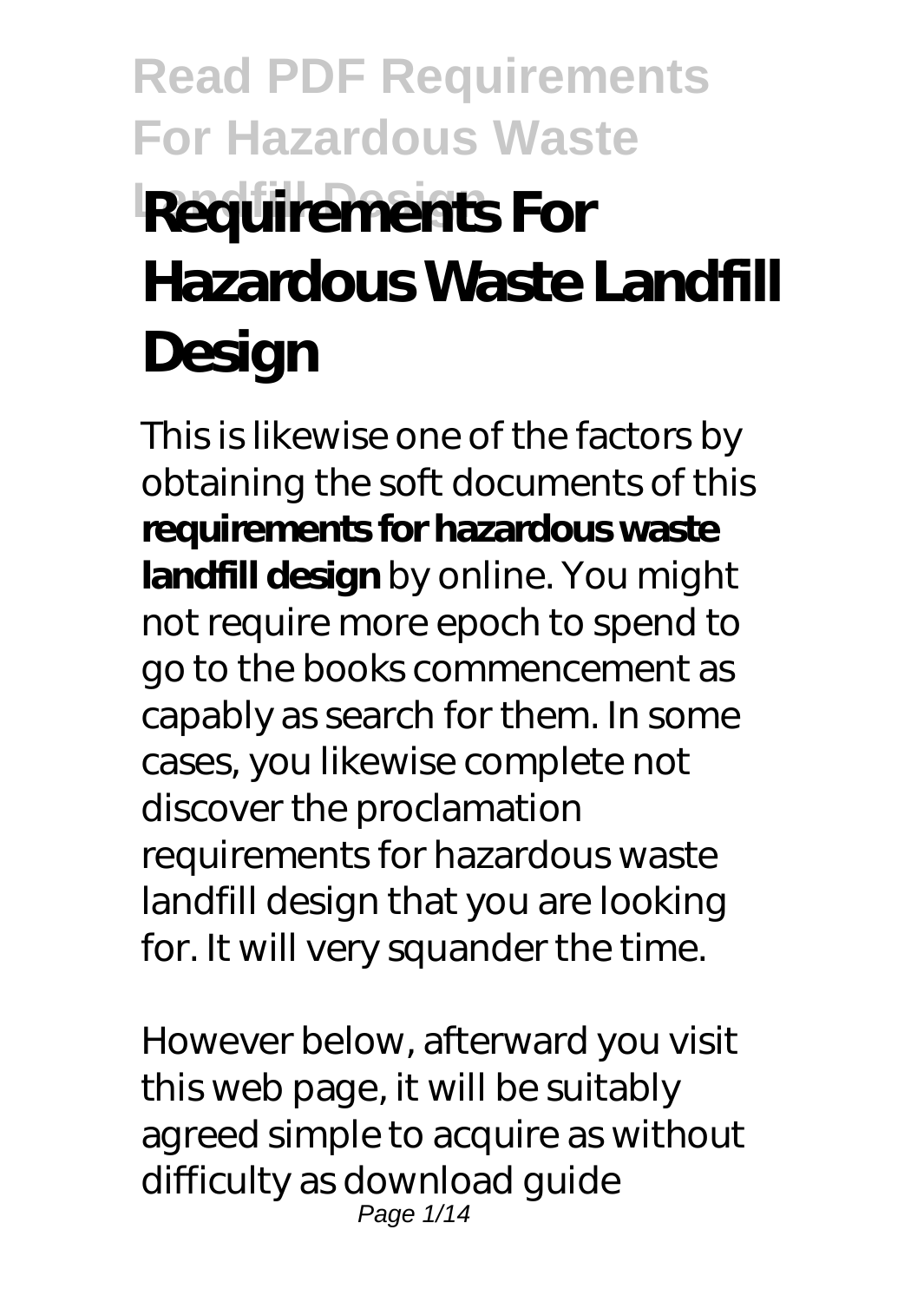# Read PDF Requirements For Hazardous Waste Landfill Design

# Requirements For Hazardous Waste Landfill Design

This is likewise one of the factors by obtaining the soft documents of this **requirements for hazardous waste landfill design** by online. You might not require more epoch to spend to go to the books commencement as capably as search for them. In some cases, you likewise complete not discover the proclamation requirements for hazardous waste landfill design that you are looking for. It will very squander the time.

However below, afterward you visit this web page, it will be suitably agreed simple to acquire as without difficulty as download guide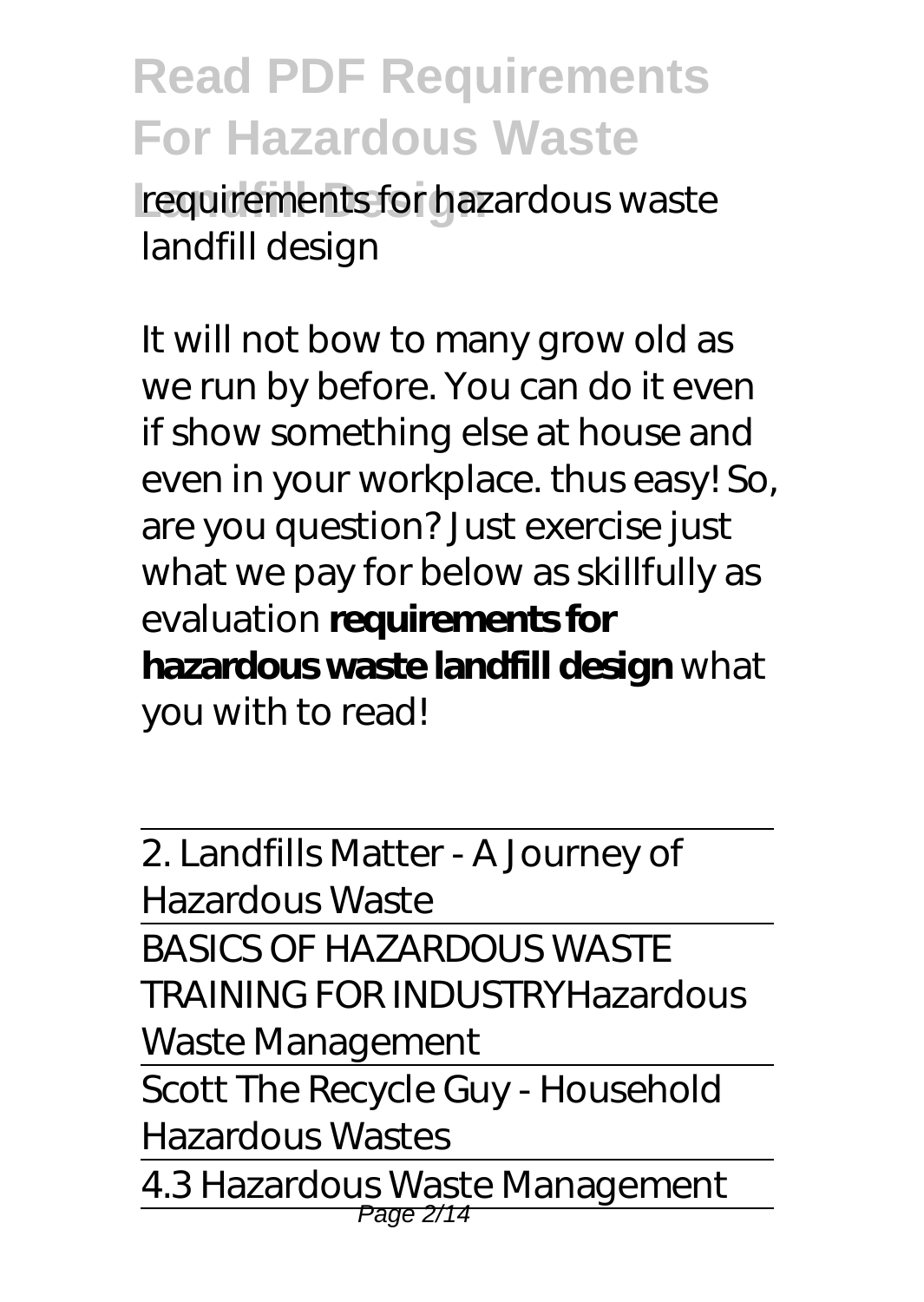requirements for hazardous waste landfill design

It will not bow to many grow old as we run by before. You can do it even if show something else at house and even in your workplace. thus easy! So, are you question? Just exercise just what we pay for below as skillfully as evaluation **requirements for hazardous waste landfill design** what you with to read!

---

2. Landfills Matter - A Journey of Hazardous Waste

---

BASICS OF HAZARDOUS WASTE TRAINING FOR INDUSTRY*Hazardous Waste Management*

---

Scott The Recycle Guy - Household Hazardous Wastes

---

4.3 Hazardous Waste Management

---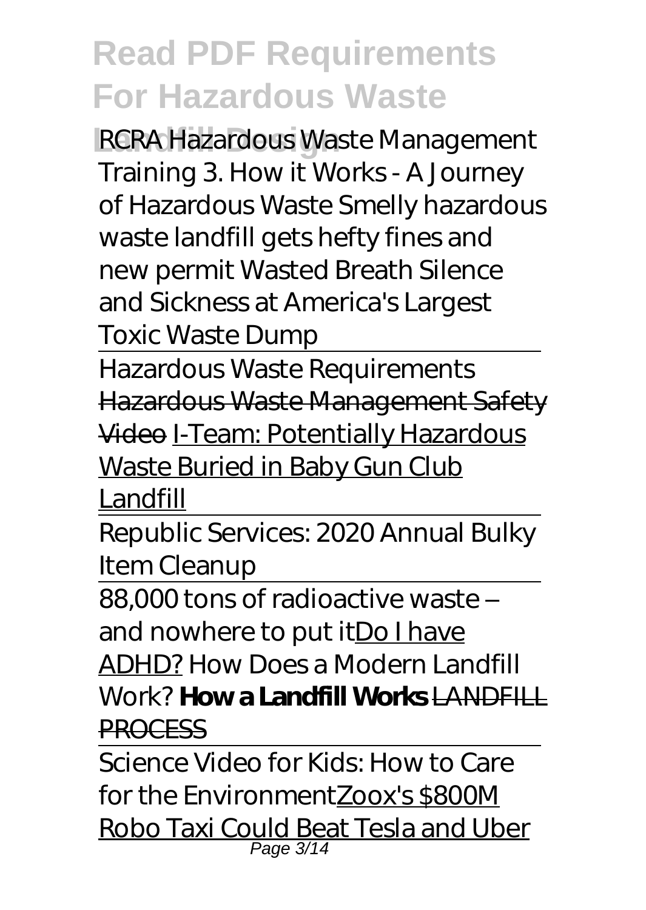# Read PDF Requirements For Hazardous Waste Landfill Design

*RCRA Hazardous Waste Management Training 3. How it Works - A Journey of Hazardous Waste Smelly hazardous waste landfill gets hefty fines and new permit Wasted Breath Silence and Sickness at America's Largest Toxic Waste Dump*

Hazardous Waste Requirements

~~Hazardous Waste Management Safety Video~~ I-Team: Potentially Hazardous Waste Buried in Baby Gun Club Landfill

Republic Services: 2020 Annual Bulky Item Cleanup

88,000 tons of radioactive waste – and nowhere to put itDo I have ADHD? *How Does a Modern Landfill Work?* **How a Landfill Works** ~~LANDFILL PROCESS~~

Science Video for Kids: How to Care for the EnvironmentZoox's $800M Robo Taxi Could Beat Tesla and Uber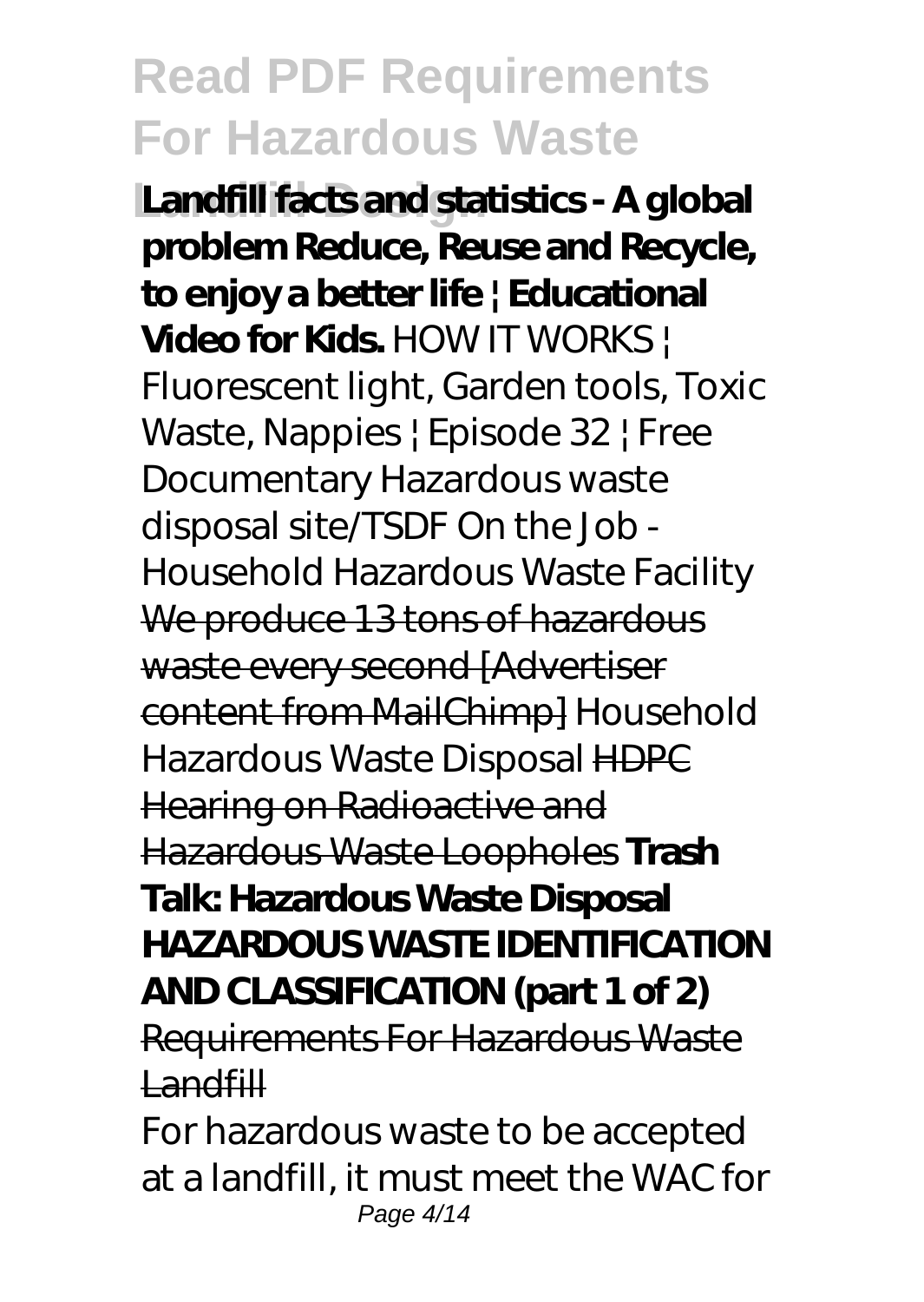**Landfill facts and statistics - A global problem Reduce, Reuse and Recycle, to enjoy a better life | Educational Video for Kids.** *HOW IT WORKS | Fluorescent light, Garden tools, Toxic Waste, Nappies | Episode 32 | Free Documentary* *Hazardous waste disposal site/TSDF* *On the Job - Household Hazardous Waste Facility* We produce 13 tons of hazardous waste every second [Advertiser content from MailChimp] *Household Hazardous Waste Disposal* HDPC Hearing on Radioactive and Hazardous Waste Loopholes **Trash Talk: Hazardous Waste Disposal** **HAZARDOUS WASTE IDENTIFICATION AND CLASSIFICATION (part 1 of 2)**

Requirements For Hazardous Waste Landfill

For hazardous waste to be accepted at a landfill, it must meet the WAC for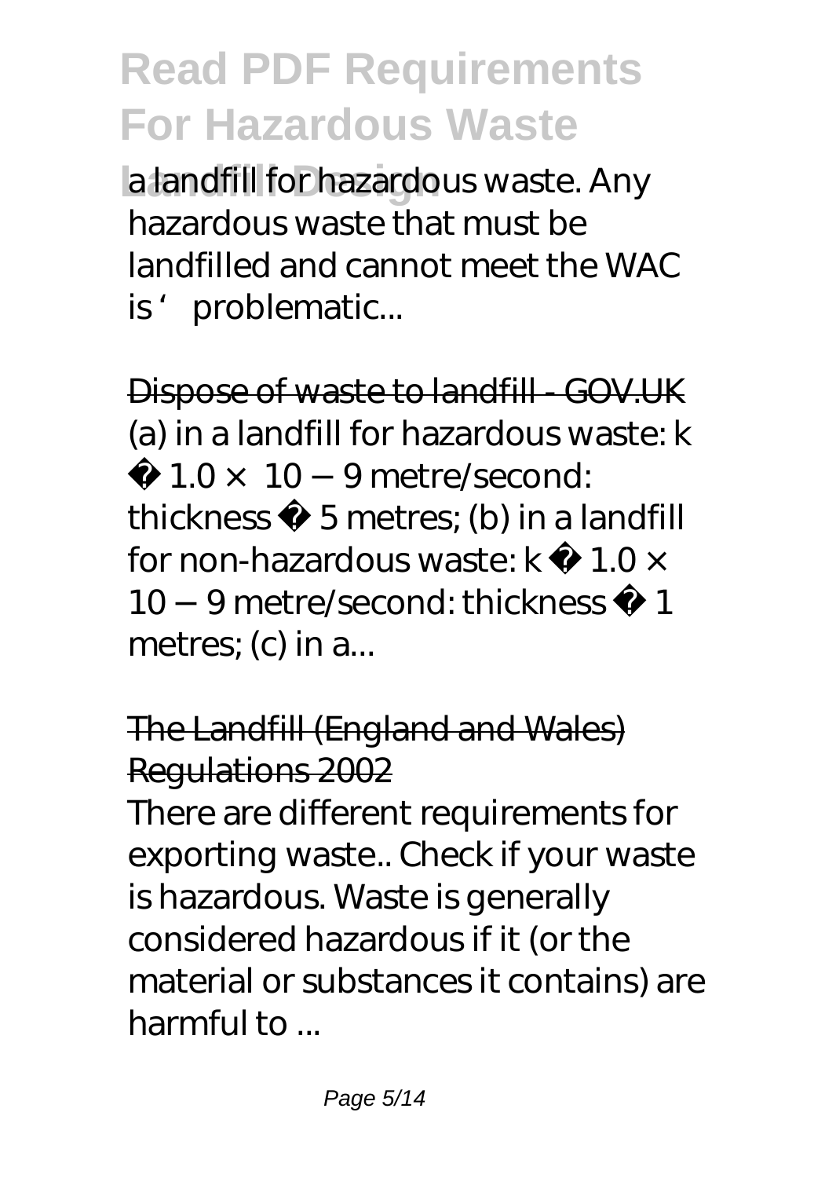a landfill for hazardous waste. Any hazardous waste that must be landfilled and cannot meet the WAC is ' problematic...

Dispose of waste to landfill - GOV.UK

(a) in a landfill for hazardous waste: k ≤ $1.0 \times 10^{-9}$ metre/second: thickness ≥ 5 metres; (b) in a landfill for non-hazardous waste: k ≤ $1.0 \times 10^{-9}$ metre/second: thickness ≥ 1 metres; (c) in a...

The Landfill (England and Wales) Regulations 2002

There are different requirements for exporting waste.. Check if your waste is hazardous. Waste is generally considered hazardous if it (or the material or substances it contains) are harmful to ...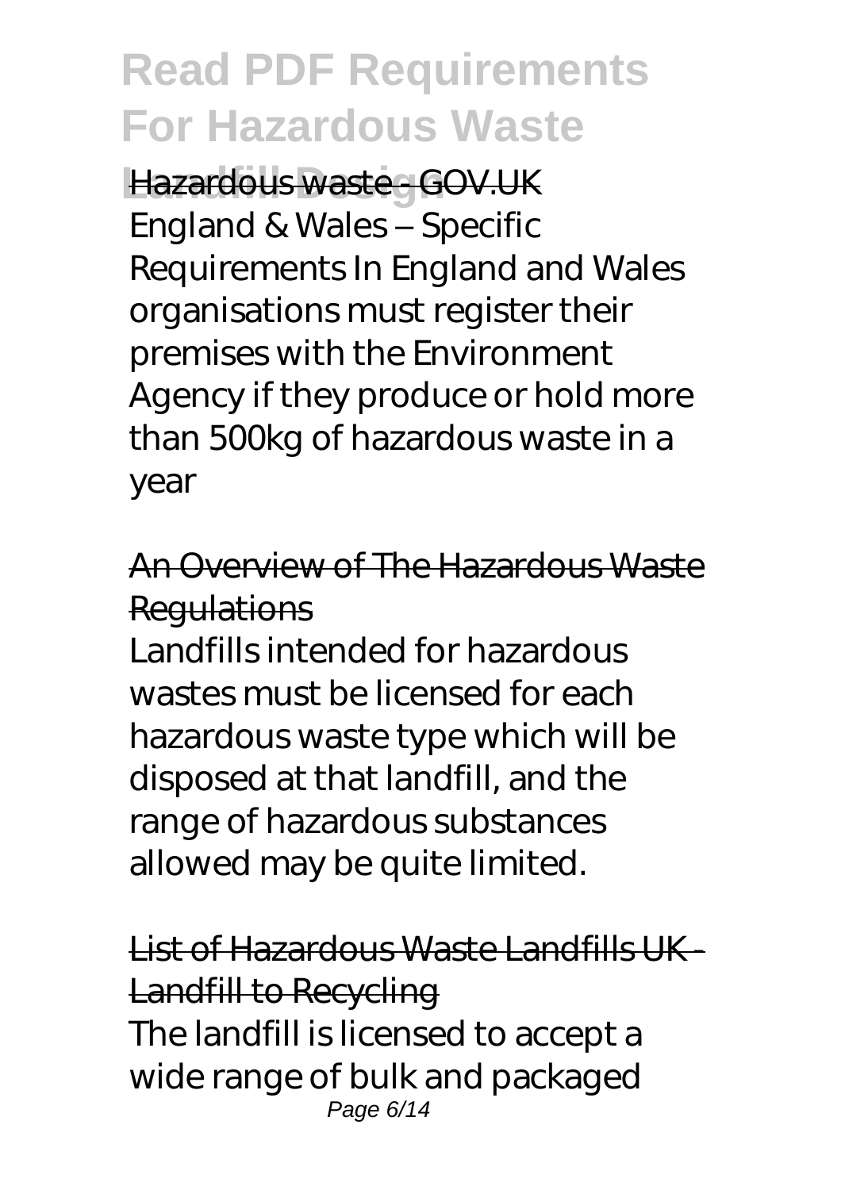Hazardous waste - GOV.UK

England & Wales – Specific Requirements In England and Wales organisations must register their premises with the Environment Agency if they produce or hold more than 500kg of hazardous waste in a year

An Overview of The Hazardous Waste Regulations

Landfills intended for hazardous wastes must be licensed for each hazardous waste type which will be disposed at that landfill, and the range of hazardous substances allowed may be quite limited.

List of Hazardous Waste Landfills UK - Landfill to Recycling

The landfill is licensed to accept a wide range of bulk and packaged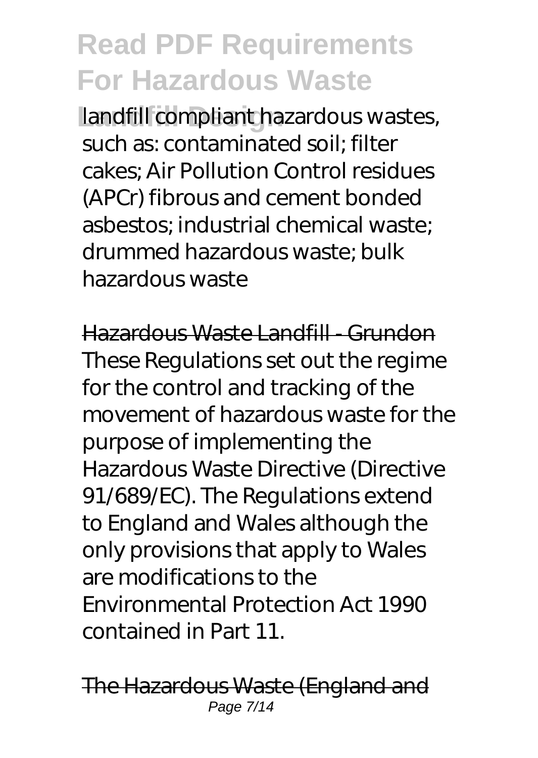landfill compliant hazardous wastes, such as: contaminated soil; filter cakes; Air Pollution Control residues (APCr) fibrous and cement bonded asbestos; industrial chemical waste; drummed hazardous waste; bulk hazardous waste

Hazardous Waste Landfill - Grundon

These Regulations set out the regime for the control and tracking of the movement of hazardous waste for the purpose of implementing the Hazardous Waste Directive (Directive 91/689/EC). The Regulations extend to England and Wales although the only provisions that apply to Wales are modifications to the Environmental Protection Act 1990 contained in Part 11.

The Hazardous Waste (England and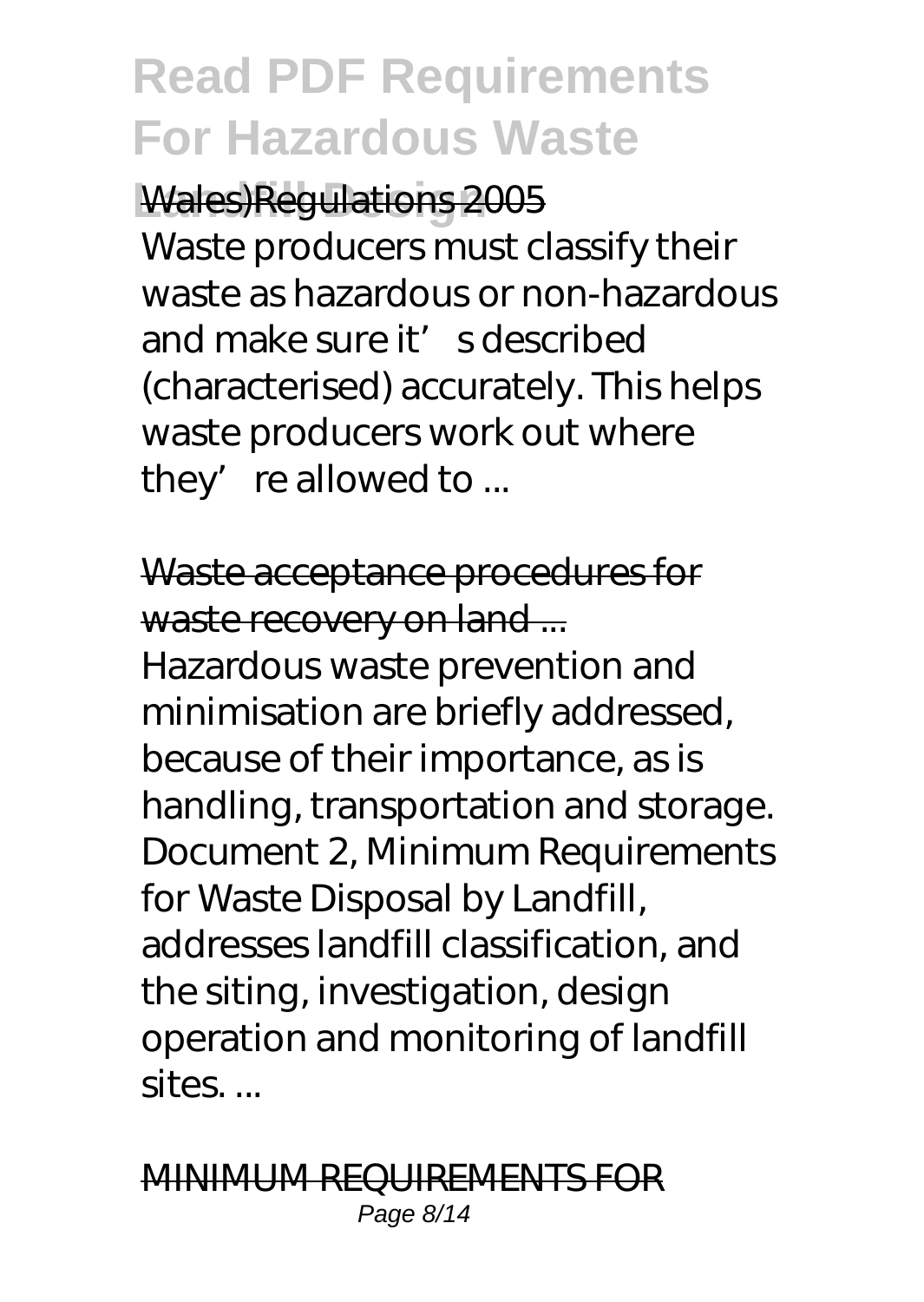Wales)Regulations 2005

Waste producers must classify their waste as hazardous or non-hazardous and make sure it's described (characterised) accurately. This helps waste producers work out where they're allowed to ...

Waste acceptance procedures for waste recovery on land ...

Hazardous waste prevention and minimisation are briefly addressed, because of their importance, as is handling, transportation and storage. Document 2, Minimum Requirements for Waste Disposal by Landfill, addresses landfill classification, and the siting, investigation, design operation and monitoring of landfill sites. ...

MINIMUM REQUIREMENTS FOR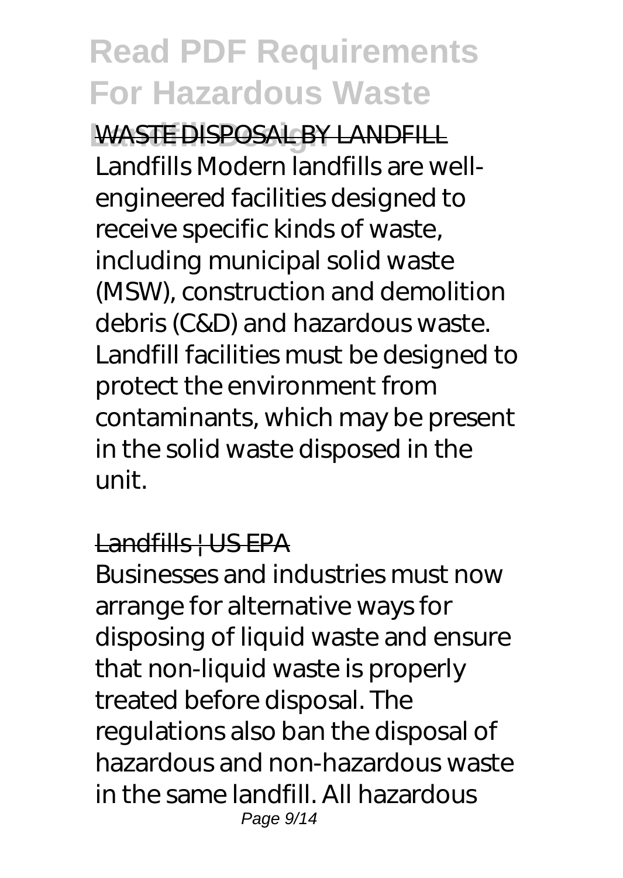WASTE DISPOSAL BY LANDFILL

Landfills Modern landfills are well-engineered facilities designed to receive specific kinds of waste, including municipal solid waste (MSW), construction and demolition debris (C&D) and hazardous waste. Landfill facilities must be designed to protect the environment from contaminants, which may be present in the solid waste disposed in the unit.

Landfills | US EPA

Businesses and industries must now arrange for alternative ways for disposing of liquid waste and ensure that non-liquid waste is properly treated before disposal. The regulations also ban the disposal of hazardous and non-hazardous waste in the same landfill. All hazardous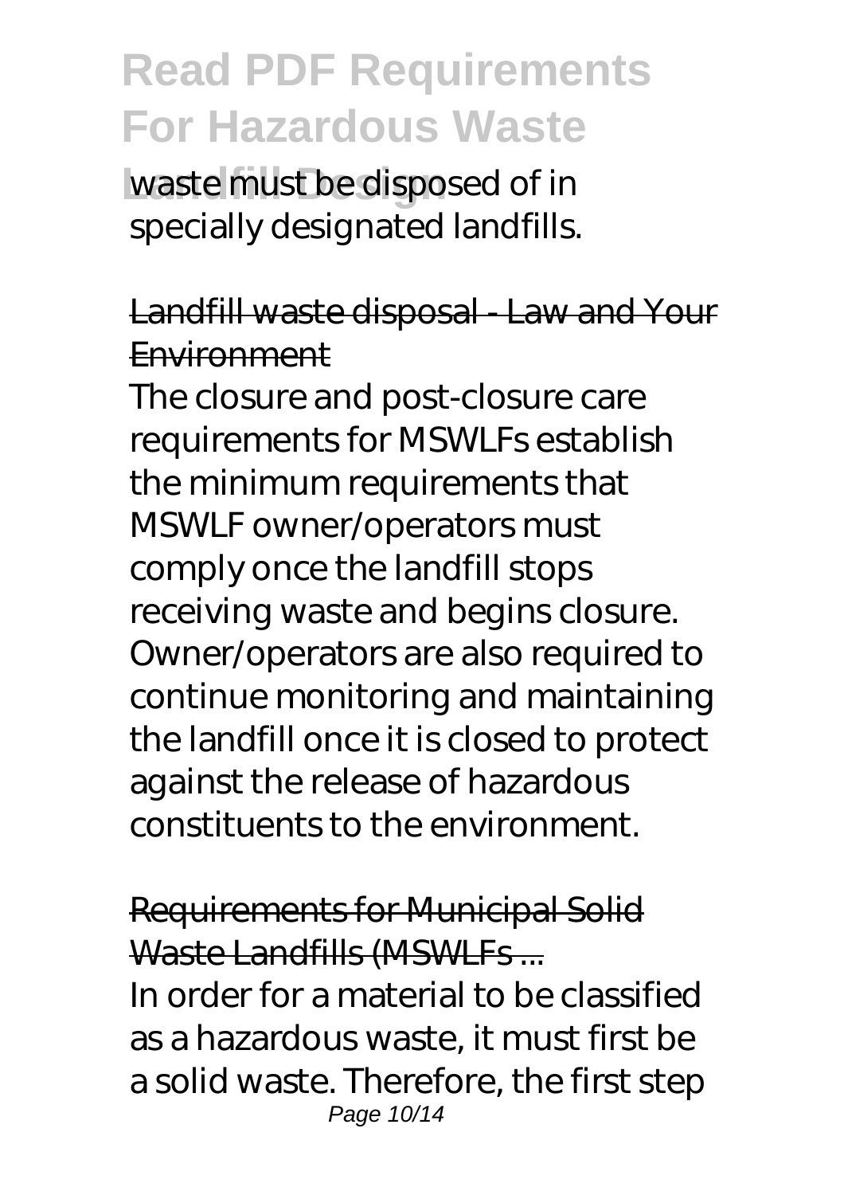waste must be disposed of in specially designated landfills.

Landfill waste disposal - Law and Your Environment

The closure and post-closure care requirements for MSWLFs establish the minimum requirements that MSWLF owner/operators must comply once the landfill stops receiving waste and begins closure. Owner/operators are also required to continue monitoring and maintaining the landfill once it is closed to protect against the release of hazardous constituents to the environment.

Requirements for Municipal Solid Waste Landfills (MSWLFs ...

In order for a material to be classified as a hazardous waste, it must first be a solid waste. Therefore, the first step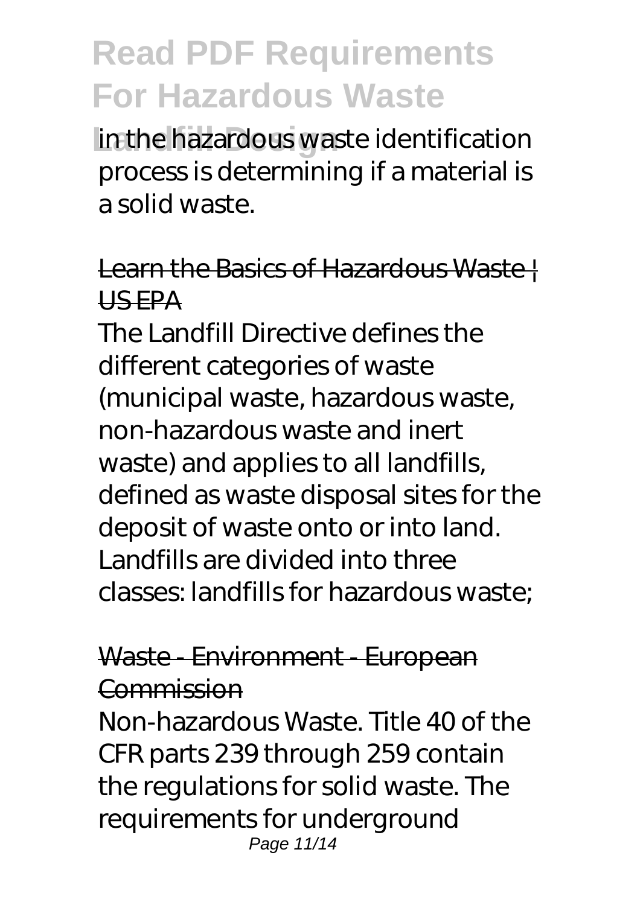in the hazardous waste identification process is determining if a material is a solid waste.

## Learn the Basics of Hazardous Waste | US EPA

The Landfill Directive defines the different categories of waste (municipal waste, hazardous waste, non-hazardous waste and inert waste) and applies to all landfills, defined as waste disposal sites for the deposit of waste onto or into land. Landfills are divided into three classes: landfills for hazardous waste;

## Waste - Environment - European Commission

Non-hazardous Waste. Title 40 of the CFR parts 239 through 259 contain the regulations for solid waste. The requirements for underground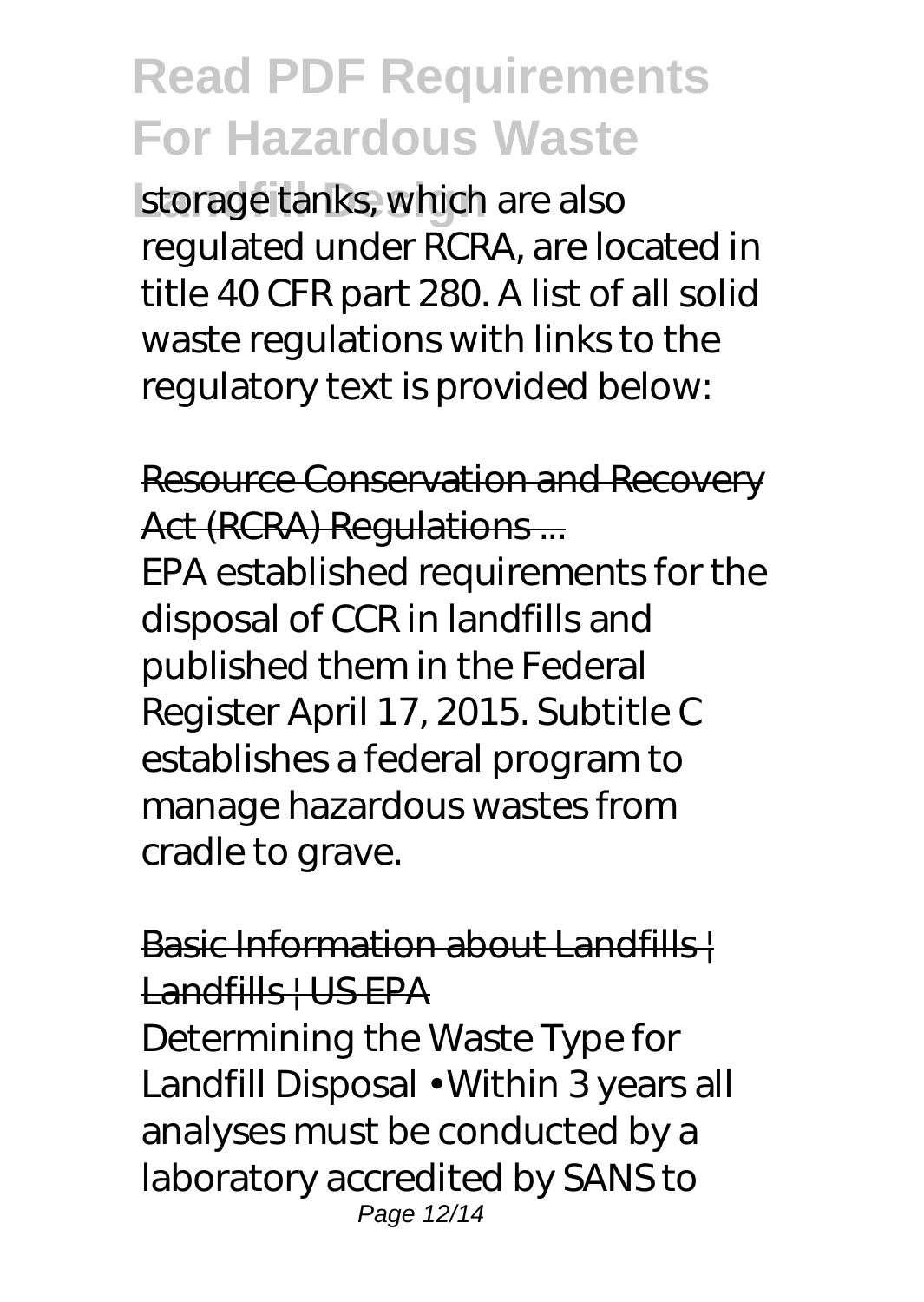storage tanks, which are also regulated under RCRA, are located in title 40 CFR part 280. A list of all solid waste regulations with links to the regulatory text is provided below:

Resource Conservation and Recovery Act (RCRA) Regulations ...

EPA established requirements for the disposal of CCR in landfills and published them in the Federal Register April 17, 2015. Subtitle C establishes a federal program to manage hazardous wastes from cradle to grave.

Basic Information about Landfills | Landfills | US EPA

Determining the Waste Type for Landfill Disposal • Within 3 years all analyses must be conducted by a laboratory accredited by SANS to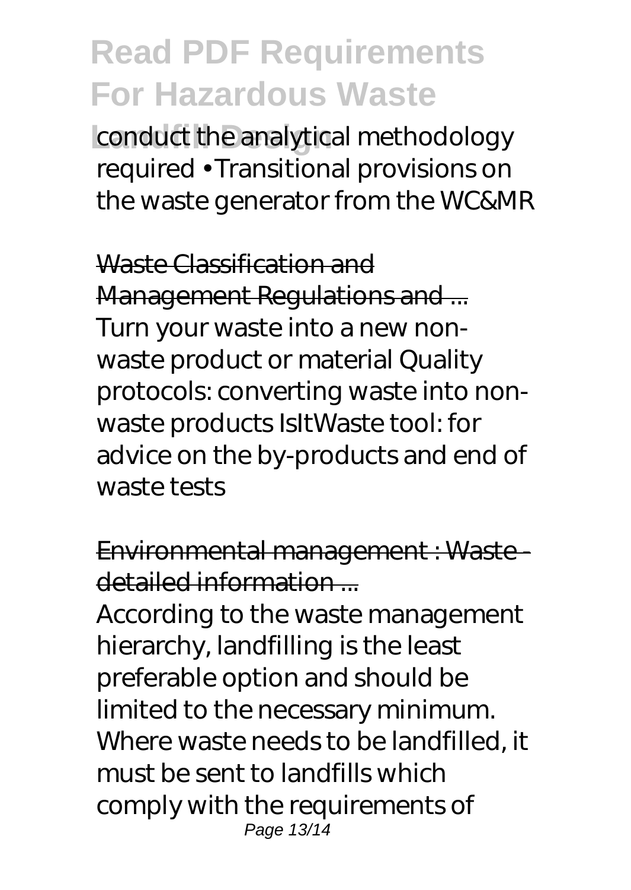conduct the analytical methodology required • Transitional provisions on the waste generator from the WC&MR

Waste Classification and Management Regulations and ...

Turn your waste into a new non-waste product or material Quality protocols: converting waste into non-waste products IsItWaste tool: for advice on the by-products and end of waste tests

Environmental management : Waste - detailed information ...

According to the waste management hierarchy, landfilling is the least preferable option and should be limited to the necessary minimum. Where waste needs to be landfilled, it must be sent to landfills which comply with the requirements of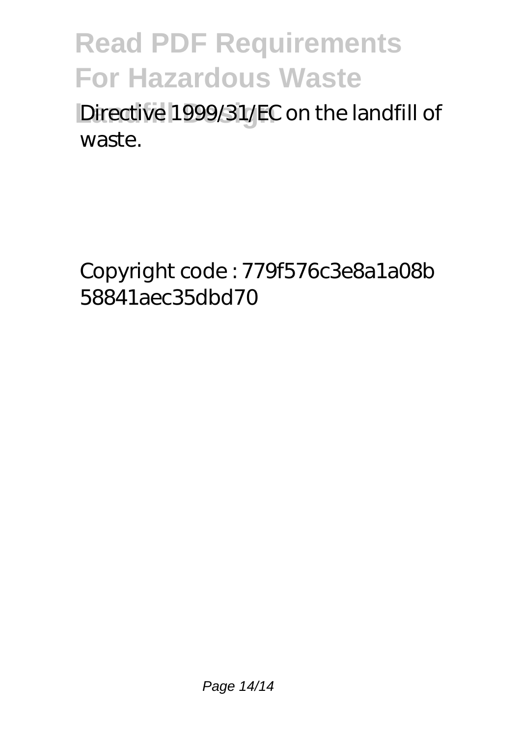Directive 1999/31/EC on the landfill of waste.

Copyright code : 779f576c3e8a1a08b58841aec35dbd70